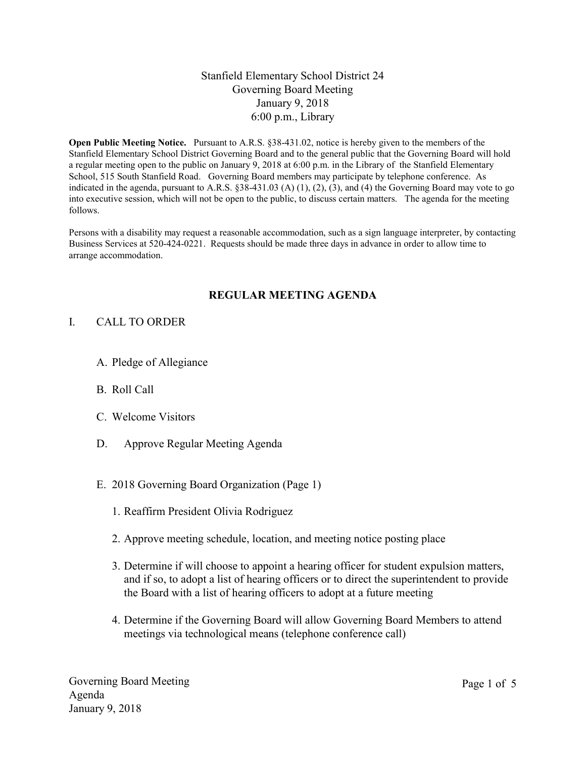# Stanfield Elementary School District 24
## Governing Board Meeting
### January 9, 2018
### 6:00 p.m., Library

**Open Public Meeting Notice.** Pursuant to A.R.S. §38-431.02, notice is hereby given to the members of the Stanfield Elementary School District Governing Board and to the general public that the Governing Board will hold a regular meeting open to the public on January 9, 2018 at 6:00 p.m. in the Library of the Stanfield Elementary School, 515 South Stanfield Road. Governing Board members may participate by telephone conference. As indicated in the agenda, pursuant to A.R.S. §38-431.03 (A) (1), (2), (3), and (4) the Governing Board may vote to go into executive session, which will not be open to the public, to discuss certain matters. The agenda for the meeting follows.

Persons with a disability may request a reasonable accommodation, such as a sign language interpreter, by contacting Business Services at 520-424-0221. Requests should be made three days in advance in order to allow time to arrange accommodation.

## REGULAR MEETING AGENDA

I. CALL TO ORDER

A. Pledge of Allegiance

B. Roll Call

C. Welcome Visitors

D. Approve Regular Meeting Agenda

E. 2018 Governing Board Organization (Page 1)

1. Reaffirm President Olivia Rodriguez
2. Approve meeting schedule, location, and meeting notice posting place
3. Determine if will choose to appoint a hearing officer for student expulsion matters, and if so, to adopt a list of hearing officers or to direct the superintendent to provide the Board with a list of hearing officers to adopt at a future meeting
4. Determine if the Governing Board will allow Governing Board Members to attend meetings via technological means (telephone conference call)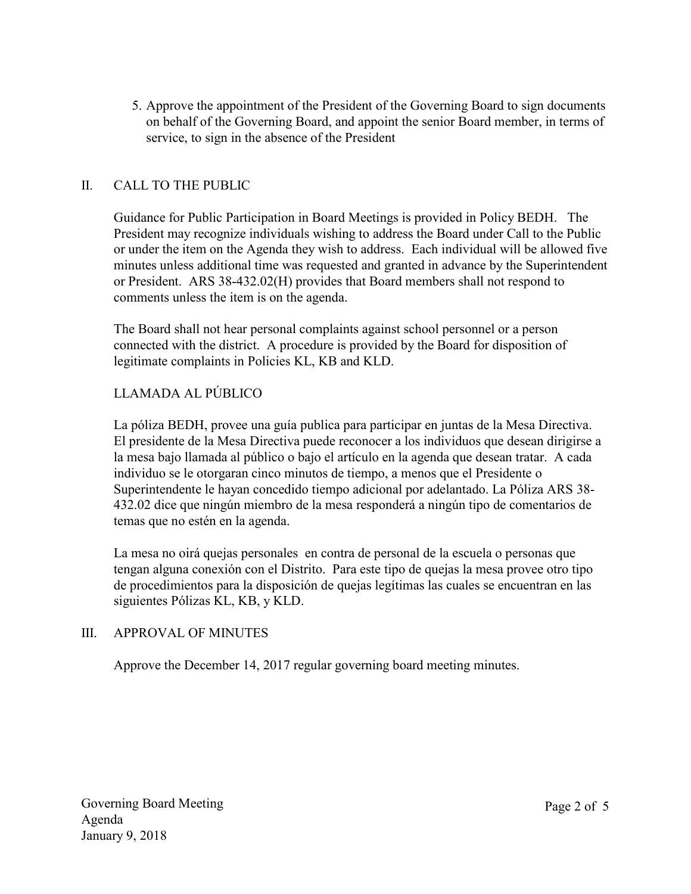5. Approve the appointment of the President of the Governing Board to sign documents on behalf of the Governing Board, and appoint the senior Board member, in terms of service, to sign in the absence of the President

## II. CALL TO THE PUBLIC

Guidance for Public Participation in Board Meetings is provided in Policy BEDH. The President may recognize individuals wishing to address the Board under Call to the Public or under the item on the Agenda they wish to address. Each individual will be allowed five minutes unless additional time was requested and granted in advance by the Superintendent or President. ARS 38-432.02(H) provides that Board members shall not respond to comments unless the item is on the agenda.

The Board shall not hear personal complaints against school personnel or a person connected with the district. A procedure is provided by the Board for disposition of legitimate complaints in Policies KL, KB and KLD.

### LLAMADA AL PÚBLICO

La póliza BEDH, provee una guía publica para participar en juntas de la Mesa Directiva. El presidente de la Mesa Directiva puede reconocer a los individuos que desean dirigirse a la mesa bajo llamada al público o bajo el artículo en la agenda que desean tratar. A cada individuo se le otorgaran cinco minutos de tiempo, a menos que el Presidente o Superintendente le hayan concedido tiempo adicional por adelantado. La Póliza ARS 38-432.02 dice que ningún miembro de la mesa responderá a ningún tipo de comentarios de temas que no estén en la agenda.

La mesa no oirá quejas personales en contra de personal de la escuela o personas que tengan alguna conexión con el Distrito. Para este tipo de quejas la mesa provee otro tipo de procedimientos para la disposición de quejas legítimas las cuales se encuentran en las siguientes Pólizas KL, KB, y KLD.

## III. APPROVAL OF MINUTES

Approve the December 14, 2017 regular governing board meeting minutes.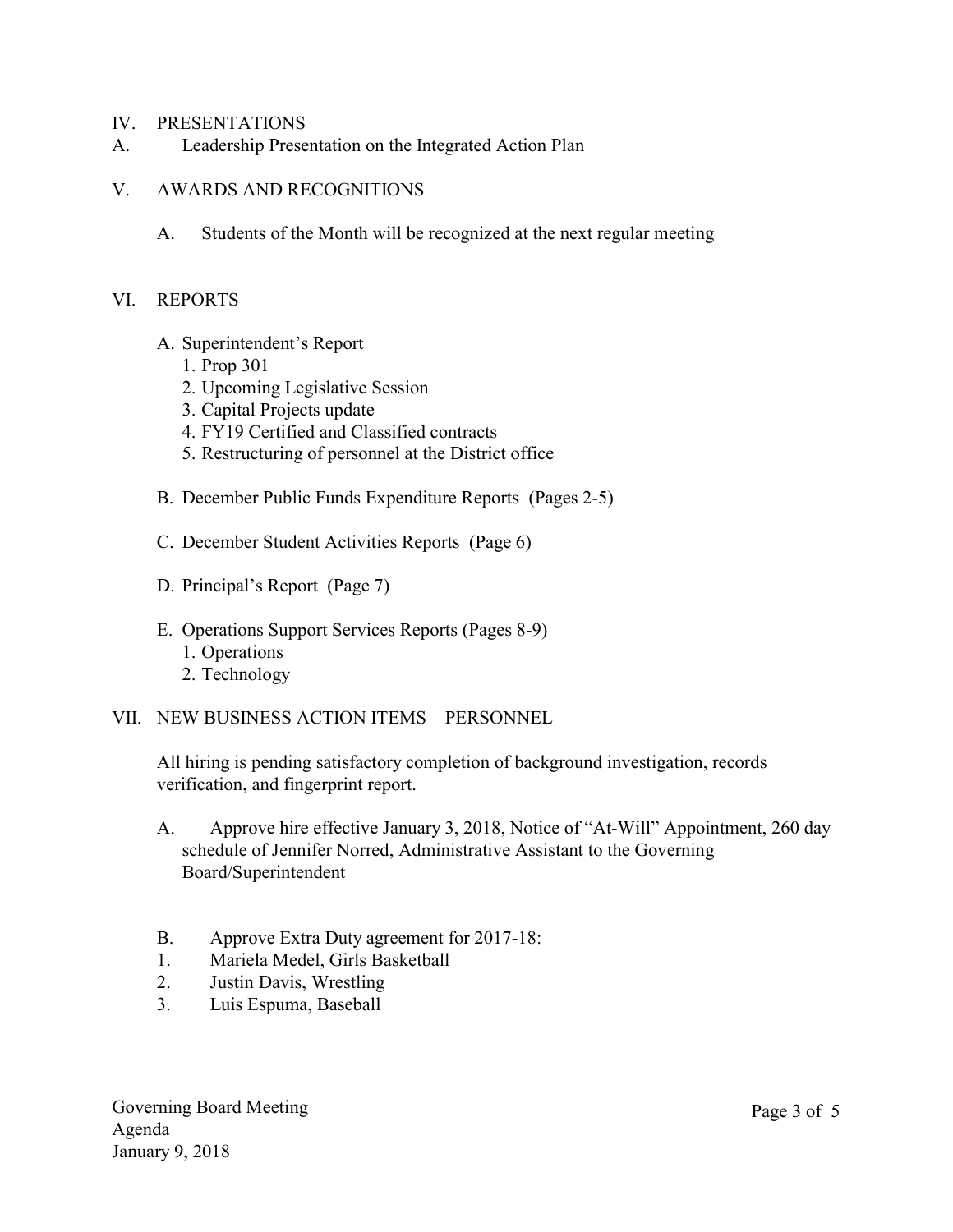## IV. PRESENTATIONS

A. Leadership Presentation on the Integrated Action Plan

## V. AWARDS AND RECOGNITIONS

A. Students of the Month will be recognized at the next regular meeting

## VI. REPORTS

A. Superintendent's Report
   1. Prop 301
   2. Upcoming Legislative Session
   3. Capital Projects update
   4. FY19 Certified and Classified contracts
   5. Restructuring of personnel at the District office

B. December Public Funds Expenditure Reports (Pages 2-5)

C. December Student Activities Reports (Page 6)

D. Principal's Report (Page 7)

E. Operations Support Services Reports (Pages 8-9)
   1. Operations
   2. Technology

## VII. NEW BUSINESS ACTION ITEMS – PERSONNEL

All hiring is pending satisfactory completion of background investigation, records verification, and fingerprint report.

A. Approve hire effective January 3, 2018, Notice of "At-Will" Appointment, 260 day schedule of Jennifer Norred, Administrative Assistant to the Governing Board/Superintendent

B. Approve Extra Duty agreement for 2017-18:
1. Mariela Medel, Girls Basketball
2. Justin Davis, Wrestling
3. Luis Espuma, Baseball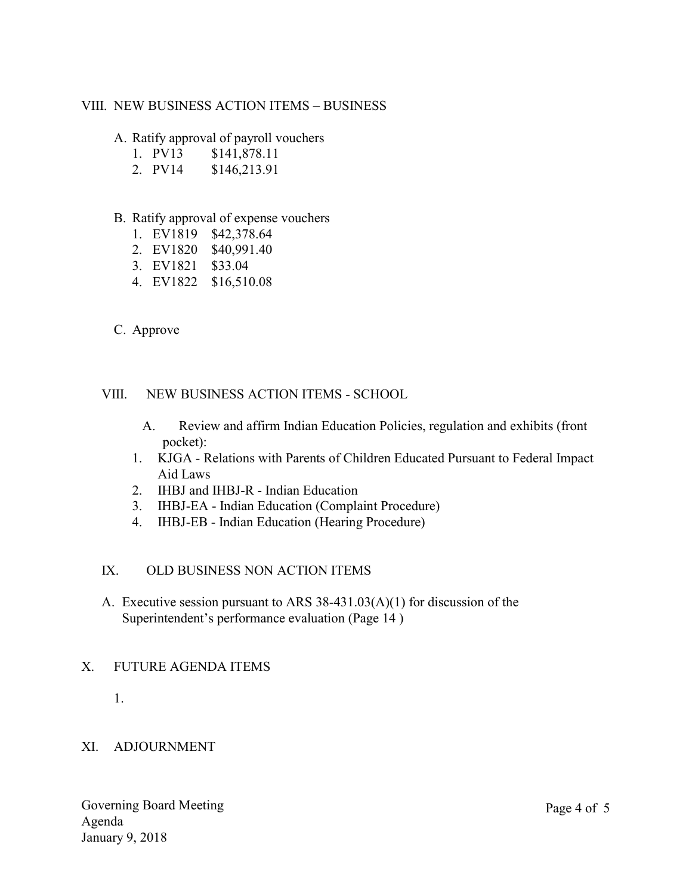## VIII. NEW BUSINESS ACTION ITEMS – BUSINESS

A. Ratify approval of payroll vouchers
   1. PV13 $141,878.11
   2. PV14 $146,213.91

B. Ratify approval of expense vouchers
   1. EV1819 $42,378.64
   2. EV1820 $40,991.40
   3. EV1821 $33.04
   4. EV1822 $16,510.08

C. Approve

## VIII. NEW BUSINESS ACTION ITEMS - SCHOOL

A. Review and affirm Indian Education Policies, regulation and exhibits (front pocket):
   1. KJGA - Relations with Parents of Children Educated Pursuant to Federal Impact Aid Laws
   2. IHBJ and IHBJ-R - Indian Education
   3. IHBJ-EA - Indian Education (Complaint Procedure)
   4. IHBJ-EB - Indian Education (Hearing Procedure)

## IX. OLD BUSINESS NON ACTION ITEMS

A. Executive session pursuant to ARS 38-431.03(A)(1) for discussion of the Superintendent's performance evaluation (Page 14 )

## X. FUTURE AGENDA ITEMS

1.

## XI. ADJOURNMENT

Governing Board Meeting
Agenda
January 9, 2018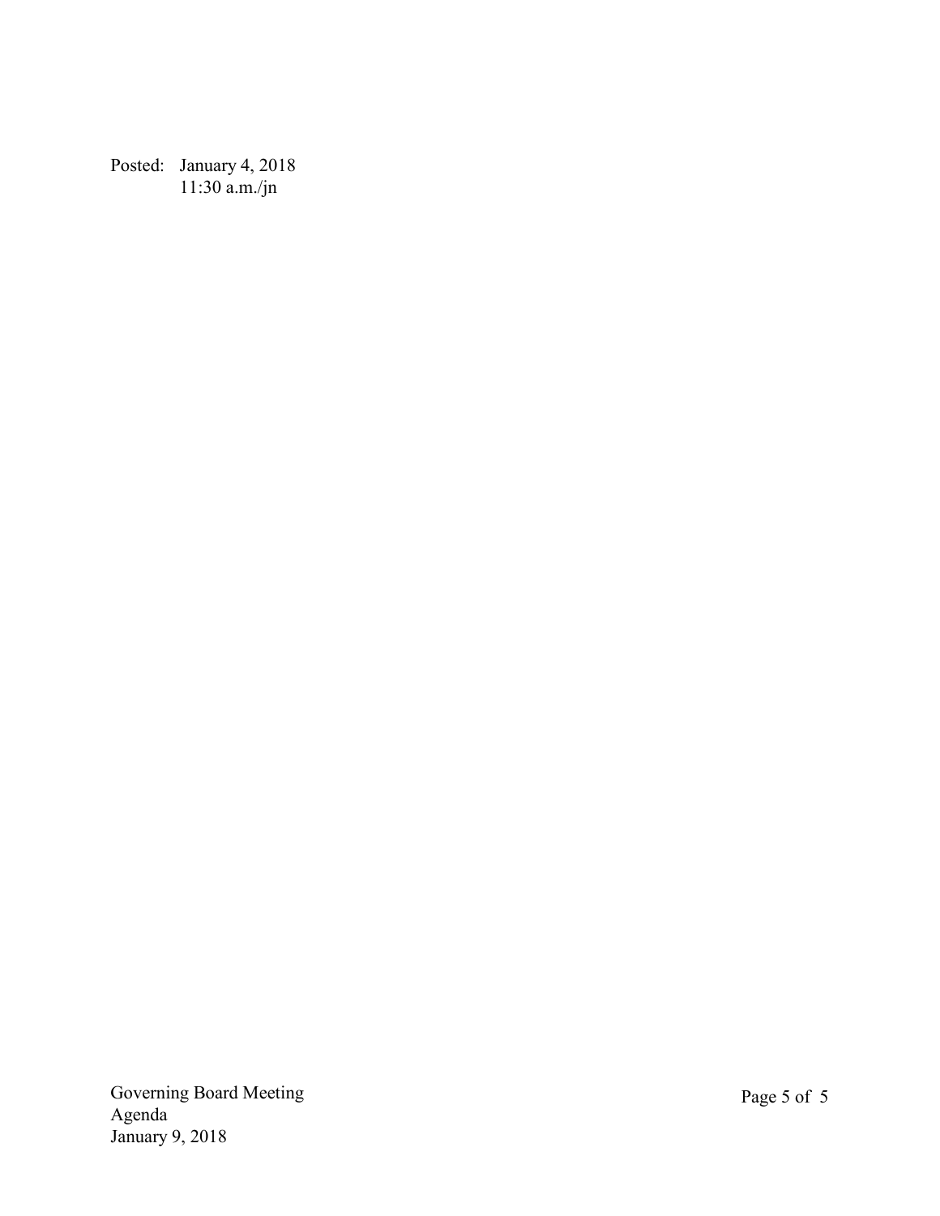Posted: January 4, 2018
11:30 a.m./jn